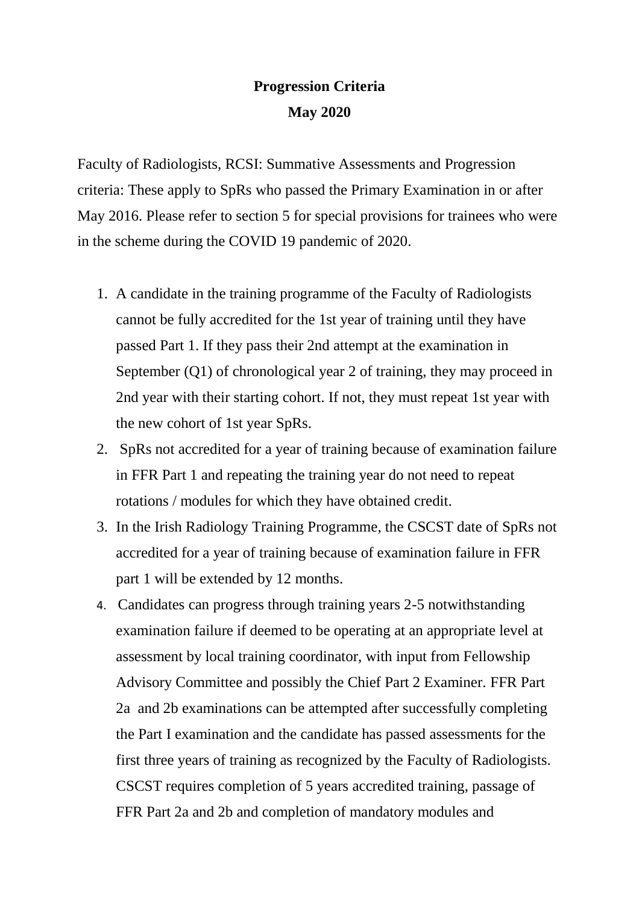**Progression Criteria**

**May 2020**

Faculty of Radiologists, RCSI: Summative Assessments and Progression criteria: These apply to SpRs who passed the Primary Examination in or after May 2016. Please refer to section 5 for special provisions for trainees who were in the scheme during the COVID 19 pandemic of 2020.

1. A candidate in the training programme of the Faculty of Radiologists cannot be fully accredited for the 1st year of training until they have passed Part 1. If they pass their 2nd attempt at the examination in September (Q1) of chronological year 2 of training, they may proceed in 2nd year with their starting cohort. If not, they must repeat 1st year with the new cohort of 1st year SpRs.
2. SpRs not accredited for a year of training because of examination failure in FFR Part 1 and repeating the training year do not need to repeat rotations / modules for which they have obtained credit.
3. In the Irish Radiology Training Programme, the CSCST date of SpRs not accredited for a year of training because of examination failure in FFR part 1 will be extended by 12 months.
4. Candidates can progress through training years 2-5 notwithstanding examination failure if deemed to be operating at an appropriate level at assessment by local training coordinator, with input from Fellowship Advisory Committee and possibly the Chief Part 2 Examiner. FFR Part 2a and 2b examinations can be attempted after successfully completing the Part I examination and the candidate has passed assessments for the first three years of training as recognized by the Faculty of Radiologists. CSCST requires completion of 5 years accredited training, passage of FFR Part 2a and 2b and completion of mandatory modules and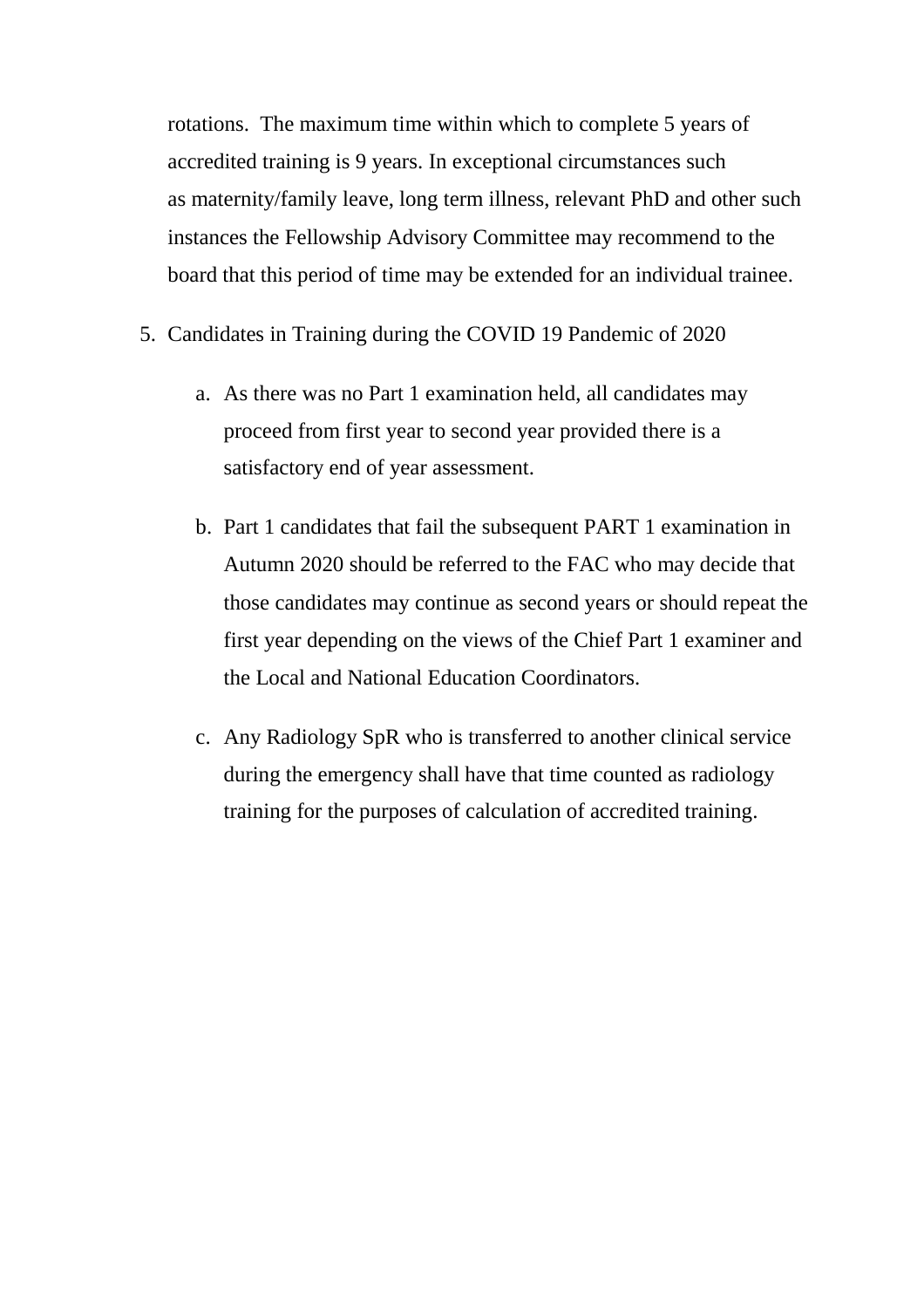rotations. The maximum time within which to complete 5 years of accredited training is 9 years. In exceptional circumstances such as maternity/family leave, long term illness, relevant PhD and other such instances the Fellowship Advisory Committee may recommend to the board that this period of time may be extended for an individual trainee.

5. Candidates in Training during the COVID 19 Pandemic of 2020

    a. As there was no Part 1 examination held, all candidates may proceed from first year to second year provided there is a satisfactory end of year assessment.

    b. Part 1 candidates that fail the subsequent PART 1 examination in Autumn 2020 should be referred to the FAC who may decide that those candidates may continue as second years or should repeat the first year depending on the views of the Chief Part 1 examiner and the Local and National Education Coordinators.

    c. Any Radiology SpR who is transferred to another clinical service during the emergency shall have that time counted as radiology training for the purposes of calculation of accredited training.